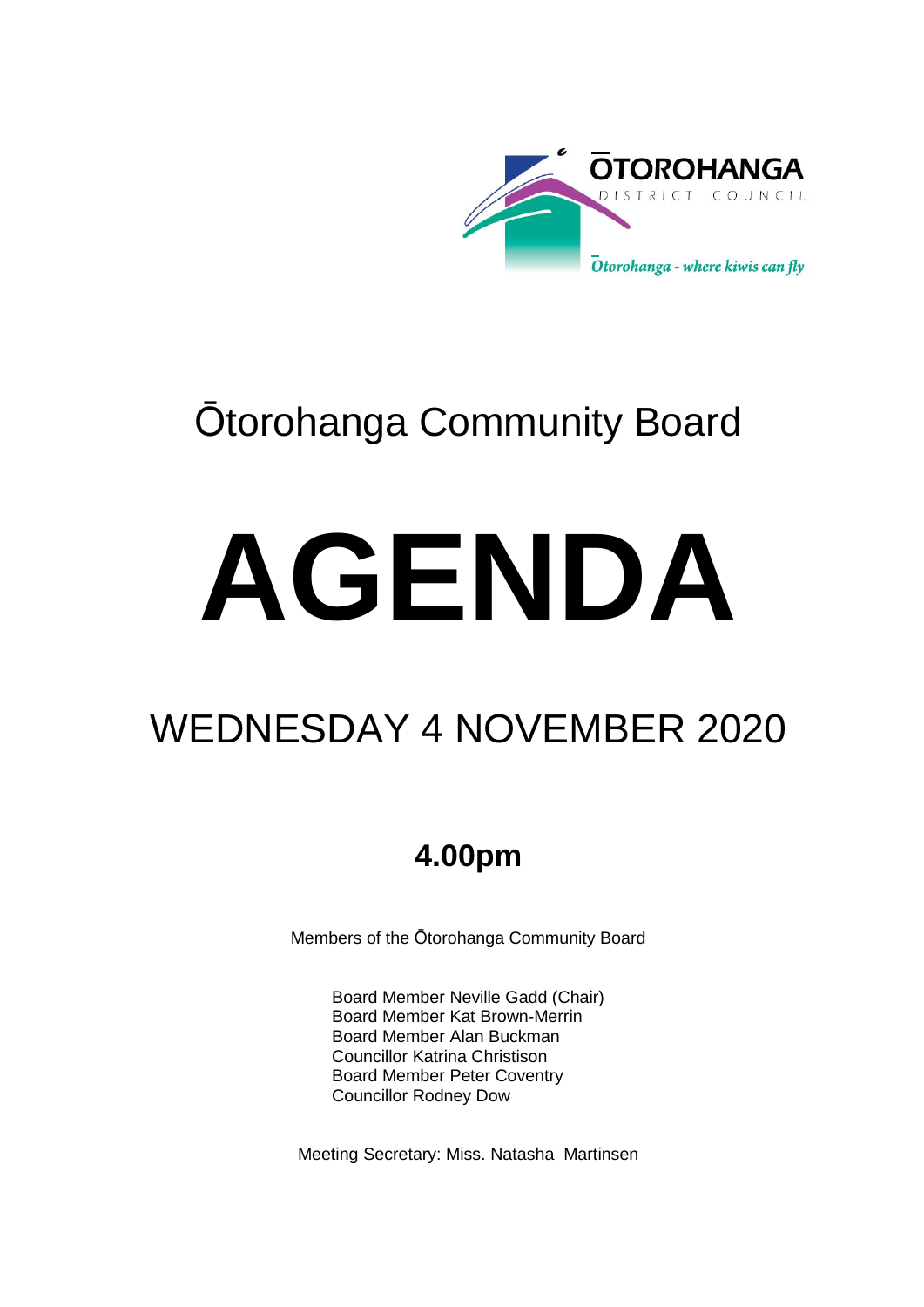ŌTOROHANGA
DISTRICT COUNCIL

*Ōtorohanga - where kiwis can fly*

# Ōtorohanga Community Board

# AGENDA

## WEDNESDAY 4 NOVEMBER 2020

### 4.00pm

Members of the Ōtorohanga Community Board

Board Member Neville Gadd (Chair)
Board Member Kat Brown-Merrin
Board Member Alan Buckman
Councillor Katrina Christison
Board Member Peter Coventry
Councillor Rodney Dow

Meeting Secretary: Miss. Natasha Martinsen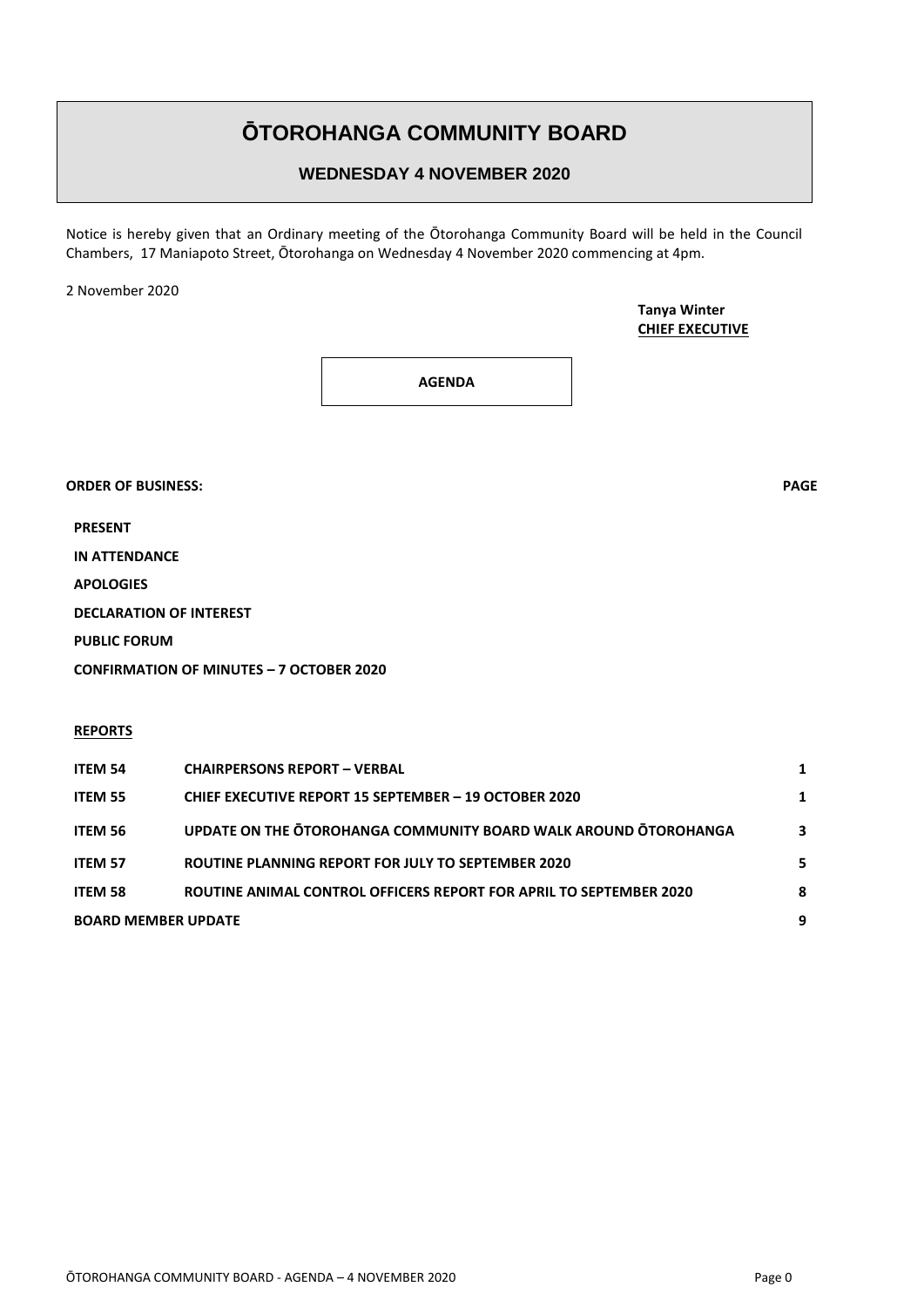# ŌTOROHANGA COMMUNITY BOARD

## WEDNESDAY 4 NOVEMBER 2020

Notice is hereby given that an Ordinary meeting of the Ōtorohanga Community Board will be held in the Council Chambers, 17 Maniapoto Street, Ōtorohanga on Wednesday 4 November 2020 commencing at 4pm.

2 November 2020

**Tanya Winter**
**CHIEF EXECUTIVE**

**AGENDA**

**ORDER OF BUSINESS:** **PAGE**

**PRESENT**

**IN ATTENDANCE**

**APOLOGIES**

**DECLARATION OF INTEREST**

**PUBLIC FORUM**

**CONFIRMATION OF MINUTES – 7 OCTOBER 2020**

**REPORTS**

| | | |
|---|---|---|
| **ITEM 54** | **CHAIRPERSONS REPORT – VERBAL** | **1** |
| **ITEM 55** | **CHIEF EXECUTIVE REPORT 15 SEPTEMBER – 19 OCTOBER 2020** | **1** |
| **ITEM 56** | **UPDATE ON THE ŌTOROHANGA COMMUNITY BOARD WALK AROUND ŌTOROHANGA** | **3** |
| **ITEM 57** | **ROUTINE PLANNING REPORT FOR JULY TO SEPTEMBER 2020** | **5** |
| **ITEM 58** | **ROUTINE ANIMAL CONTROL OFFICERS REPORT FOR APRIL TO SEPTEMBER 2020** | **8** |
| **BOARD MEMBER UPDATE** | | **9** |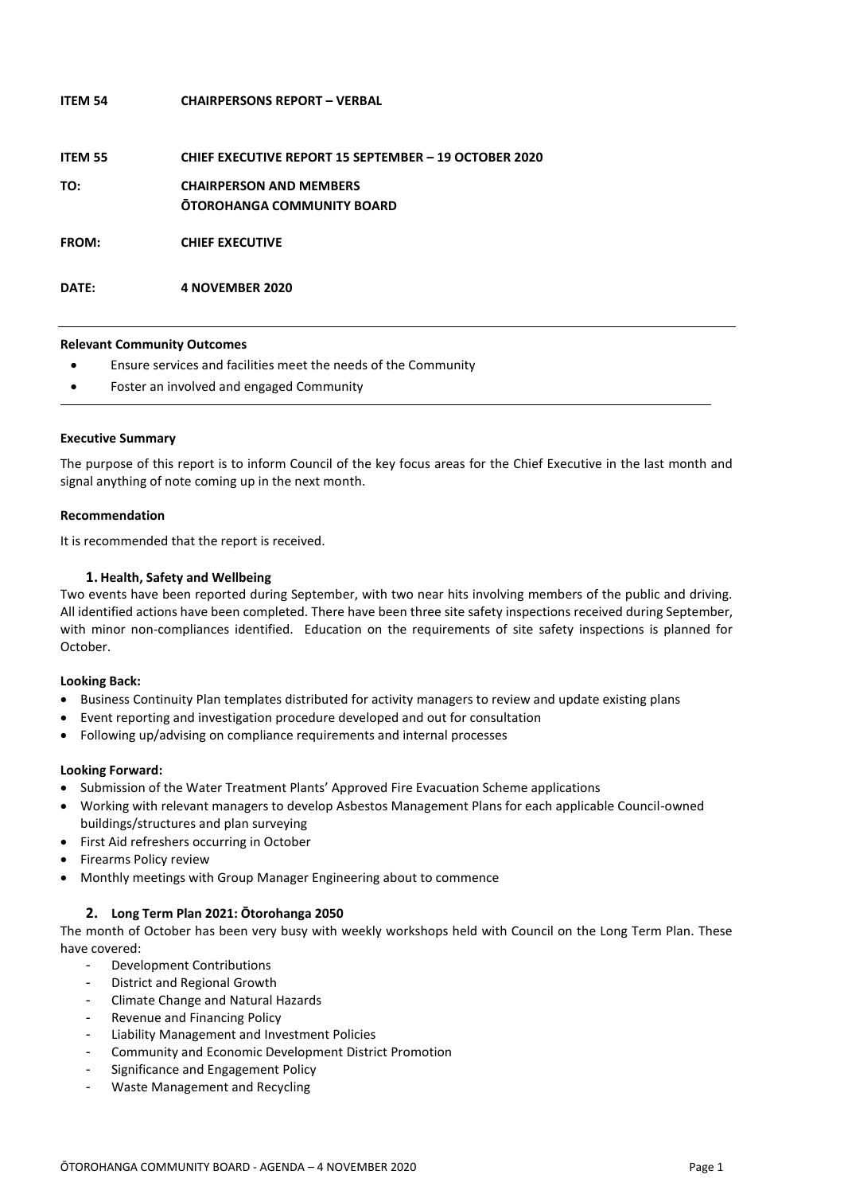**ITEM 54 CHAIRPERSONS REPORT – VERBAL**

**ITEM 55 CHIEF EXECUTIVE REPORT 15 SEPTEMBER – 19 OCTOBER 2020**

**TO: CHAIRPERSON AND MEMBERS**
**ŌTOROHANGA COMMUNITY BOARD**

**FROM: CHIEF EXECUTIVE**

**DATE: 4 NOVEMBER 2020**

---

**Relevant Community Outcomes**

- Ensure services and facilities meet the needs of the Community
- Foster an involved and engaged Community

---

**Executive Summary**

The purpose of this report is to inform Council of the key focus areas for the Chief Executive in the last month and signal anything of note coming up in the next month.

**Recommendation**

It is recommended that the report is received.

### 1. Health, Safety and Wellbeing

Two events have been reported during September, with two near hits involving members of the public and driving. All identified actions have been completed. There have been three site safety inspections received during September, with minor non-compliances identified. Education on the requirements of site safety inspections is planned for October.

**Looking Back:**

- Business Continuity Plan templates distributed for activity managers to review and update existing plans
- Event reporting and investigation procedure developed and out for consultation
- Following up/advising on compliance requirements and internal processes

**Looking Forward:**

- Submission of the Water Treatment Plants' Approved Fire Evacuation Scheme applications
- Working with relevant managers to develop Asbestos Management Plans for each applicable Council-owned buildings/structures and plan surveying
- First Aid refreshers occurring in October
- Firearms Policy review
- Monthly meetings with Group Manager Engineering about to commence

### 2. Long Term Plan 2021: Ōtorohanga 2050

The month of October has been very busy with weekly workshops held with Council on the Long Term Plan. These have covered:

- Development Contributions
- District and Regional Growth
- Climate Change and Natural Hazards
- Revenue and Financing Policy
- Liability Management and Investment Policies
- Community and Economic Development District Promotion
- Significance and Engagement Policy
- Waste Management and Recycling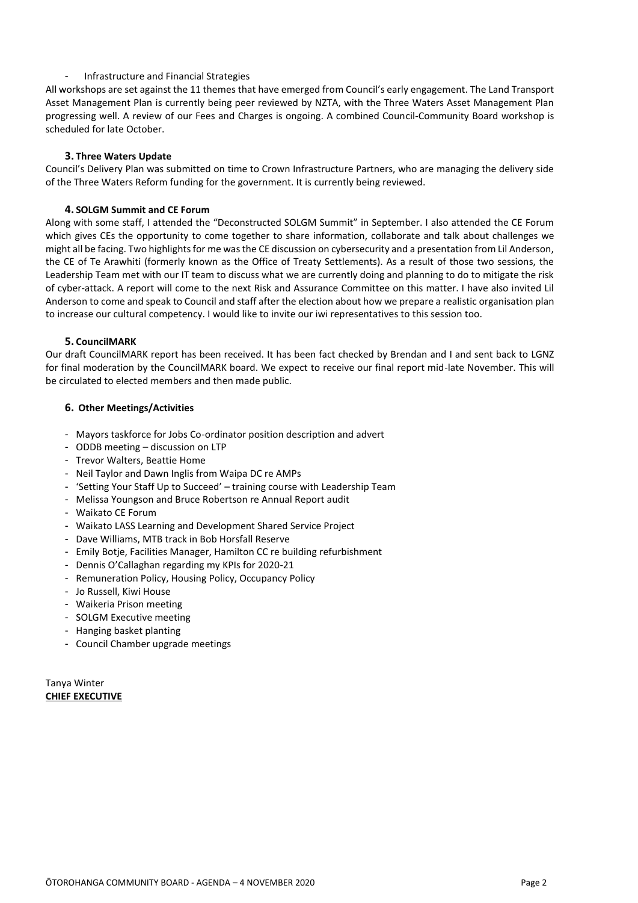- Infrastructure and Financial Strategies

All workshops are set against the 11 themes that have emerged from Council's early engagement. The Land Transport Asset Management Plan is currently being peer reviewed by NZTA, with the Three Waters Asset Management Plan progressing well. A review of our Fees and Charges is ongoing. A combined Council-Community Board workshop is scheduled for late October.

### 3. Three Waters Update

Council's Delivery Plan was submitted on time to Crown Infrastructure Partners, who are managing the delivery side of the Three Waters Reform funding for the government. It is currently being reviewed.

### 4. SOLGM Summit and CE Forum

Along with some staff, I attended the "Deconstructed SOLGM Summit" in September. I also attended the CE Forum which gives CEs the opportunity to come together to share information, collaborate and talk about challenges we might all be facing. Two highlights for me was the CE discussion on cybersecurity and a presentation from Lil Anderson, the CE of Te Arawhiti (formerly known as the Office of Treaty Settlements). As a result of those two sessions, the Leadership Team met with our IT team to discuss what we are currently doing and planning to do to mitigate the risk of cyber-attack. A report will come to the next Risk and Assurance Committee on this matter. I have also invited Lil Anderson to come and speak to Council and staff after the election about how we prepare a realistic organisation plan to increase our cultural competency. I would like to invite our iwi representatives to this session too.

### 5. CouncilMARK

Our draft CouncilMARK report has been received. It has been fact checked by Brendan and I and sent back to LGNZ for final moderation by the CouncilMARK board. We expect to receive our final report mid-late November. This will be circulated to elected members and then made public.

### 6. Other Meetings/Activities

- Mayors taskforce for Jobs Co-ordinator position description and advert
- ODDB meeting – discussion on LTP
- Trevor Walters, Beattie Home
- Neil Taylor and Dawn Inglis from Waipa DC re AMPs
- 'Setting Your Staff Up to Succeed' – training course with Leadership Team
- Melissa Youngson and Bruce Robertson re Annual Report audit
- Waikato CE Forum
- Waikato LASS Learning and Development Shared Service Project
- Dave Williams, MTB track in Bob Horsfall Reserve
- Emily Botje, Facilities Manager, Hamilton CC re building refurbishment
- Dennis O'Callaghan regarding my KPIs for 2020-21
- Remuneration Policy, Housing Policy, Occupancy Policy
- Jo Russell, Kiwi House
- Waikeria Prison meeting
- SOLGM Executive meeting
- Hanging basket planting
- Council Chamber upgrade meetings

Tanya Winter
**CHIEF EXECUTIVE**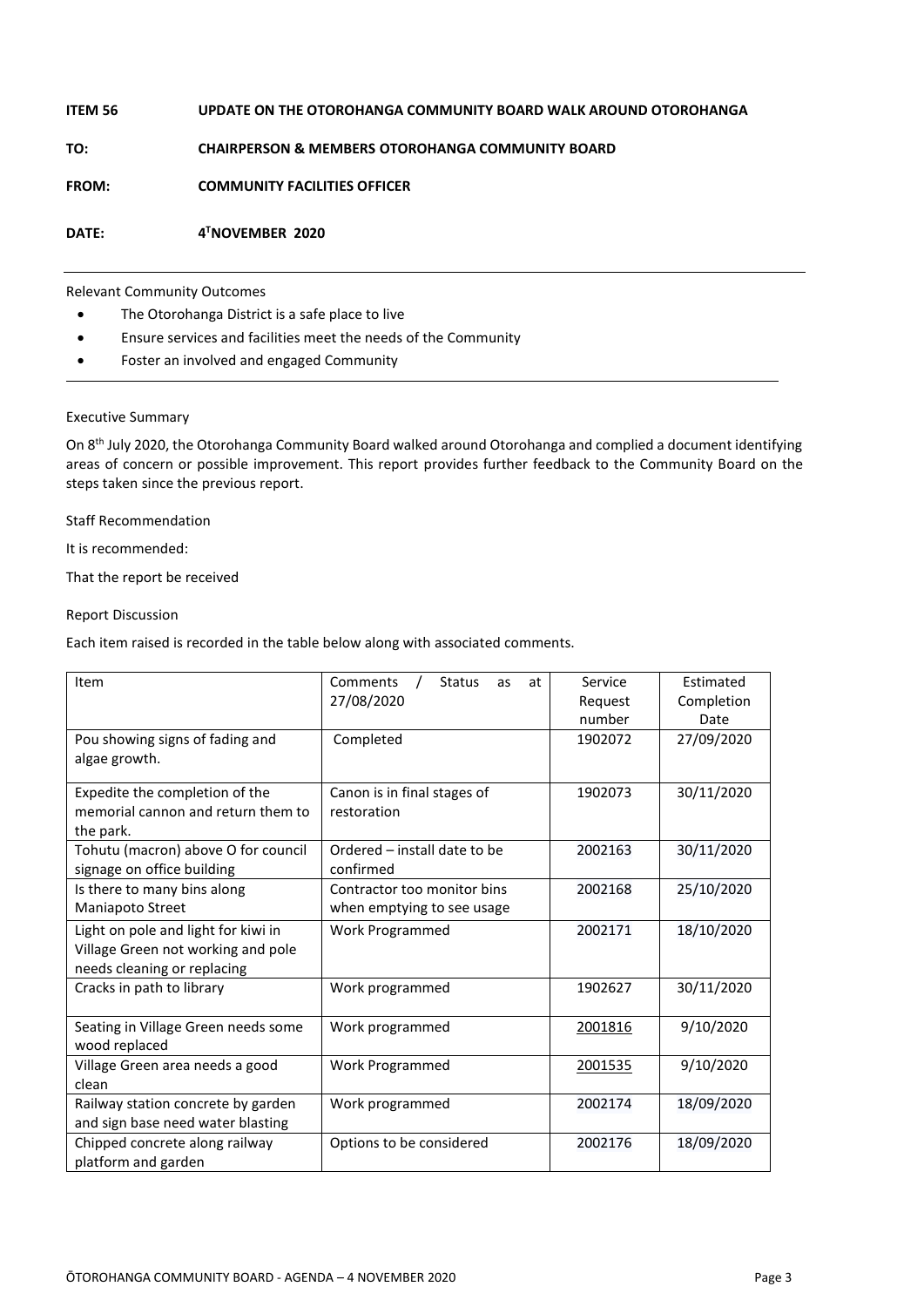**ITEM 56 UPDATE ON THE OTOROHANGA COMMUNITY BOARD WALK AROUND OTOROHANGA**

**TO: CHAIRPERSON & MEMBERS OTOROHANGA COMMUNITY BOARD**

**FROM: COMMUNITY FACILITIES OFFICER**

**DATE: 4[T]NOVEMBER 2020**

---

Relevant Community Outcomes

- The Otorohanga District is a safe place to live
- Ensure services and facilities meet the needs of the Community
- Foster an involved and engaged Community

---

Executive Summary

On 8th July 2020, the Otorohanga Community Board walked around Otorohanga and complied a document identifying areas of concern or possible improvement. This report provides further feedback to the Community Board on the steps taken since the previous report.

Staff Recommendation

It is recommended:

That the report be received

Report Discussion

Each item raised is recorded in the table below along with associated comments.

| Item | Comments / Status as at 27/08/2020 | Service Request number | Estimated Completion Date |
|---|---|---|---|
| Pou showing signs of fading and algae growth. | Completed | 1902072 | 27/09/2020 |
| Expedite the completion of the memorial cannon and return them to the park. | Canon is in final stages of restoration | 1902073 | 30/11/2020 |
| Tohutu (macron) above O for council signage on office building | Ordered – install date to be confirmed | 2002163 | 30/11/2020 |
| Is there to many bins along Maniapoto Street | Contractor too monitor bins when emptying to see usage | 2002168 | 25/10/2020 |
| Light on pole and light for kiwi in Village Green not working and pole needs cleaning or replacing | Work Programmed | 2002171 | 18/10/2020 |
| Cracks in path to library | Work programmed | 1902627 | 30/11/2020 |
| Seating in Village Green needs some wood replaced | Work programmed | 2001816 | 9/10/2020 |
| Village Green area needs a good clean | Work Programmed | 2001535 | 9/10/2020 |
| Railway station concrete by garden and sign base need water blasting | Work programmed | 2002174 | 18/09/2020 |
| Chipped concrete along railway platform and garden | Options to be considered | 2002176 | 18/09/2020 |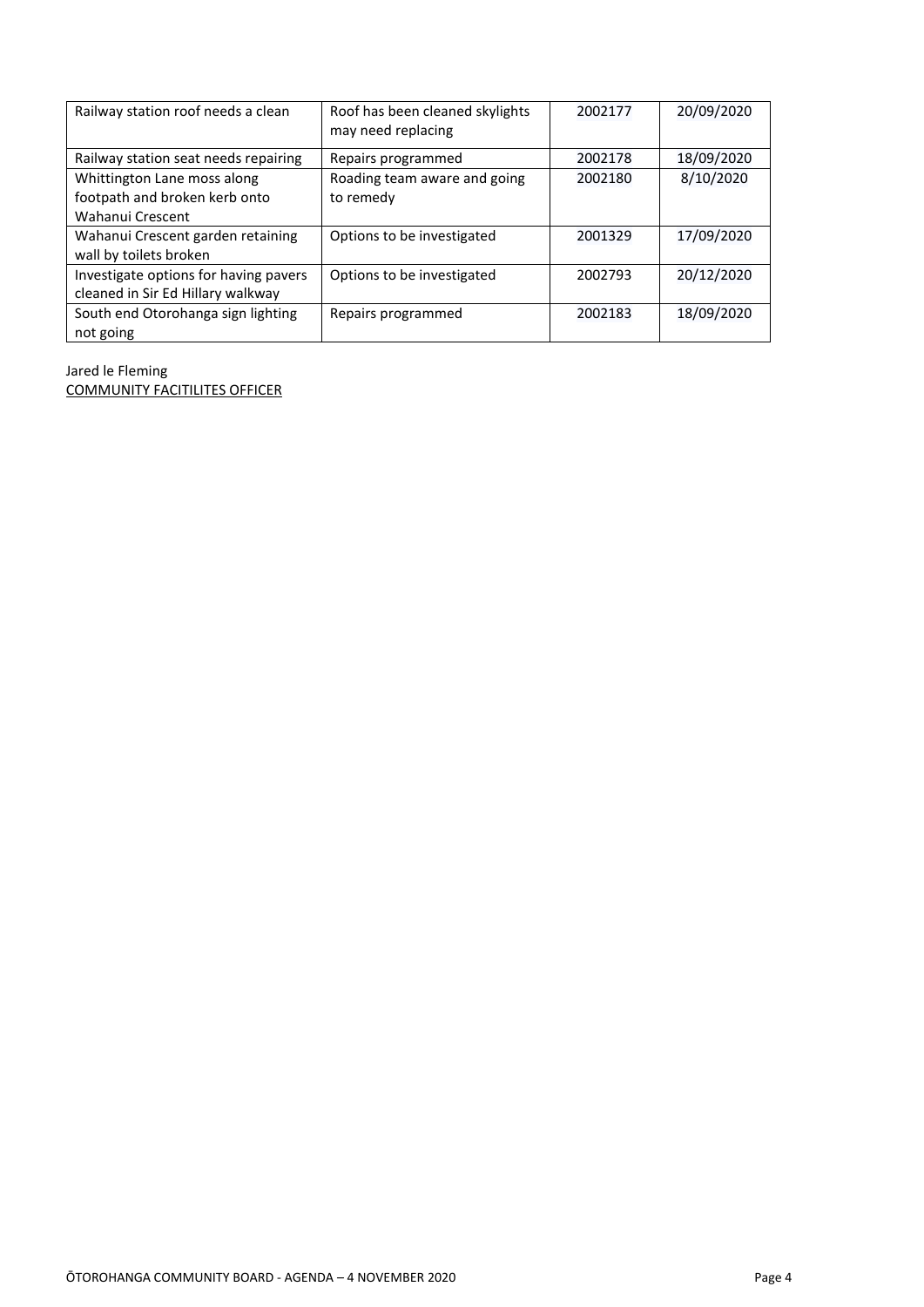| | | | |
|---|---|---|---|
| Railway station roof needs a clean | Roof has been cleaned skylights may need replacing | 2002177 | 20/09/2020 |
| Railway station seat needs repairing | Repairs programmed | 2002178 | 18/09/2020 |
| Whittington Lane moss along footpath and broken kerb onto Wahanui Crescent | Roading team aware and going to remedy | 2002180 | 8/10/2020 |
| Wahanui Crescent garden retaining wall by toilets broken | Options to be investigated | 2001329 | 17/09/2020 |
| Investigate options for having pavers cleaned in Sir Ed Hillary walkway | Options to be investigated | 2002793 | 20/12/2020 |
| South end Otorohanga sign lighting not going | Repairs programmed | 2002183 | 18/09/2020 |

Jared le Fleming
COMMUNITY FACITILITES OFFICER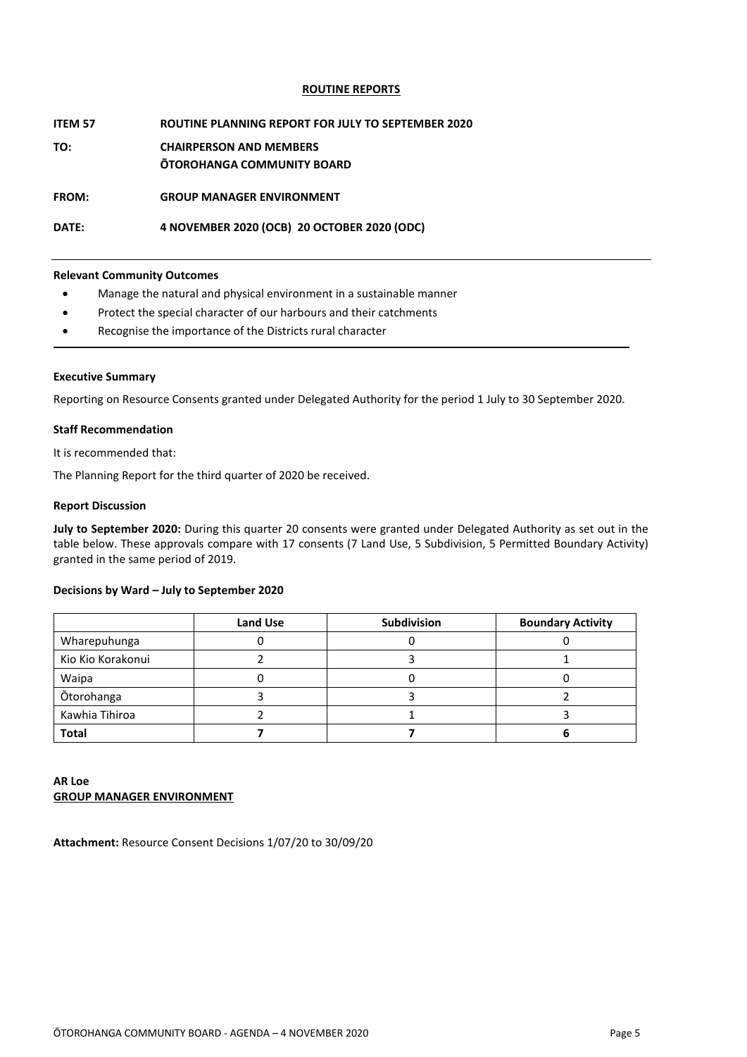**ROUTINE REPORTS**

**ITEM 57 ROUTINE PLANNING REPORT FOR JULY TO SEPTEMBER 2020**

**TO: CHAIRPERSON AND MEMBERS**
**ŌTOROHANGA COMMUNITY BOARD**

**FROM: GROUP MANAGER ENVIRONMENT**

**DATE: 4 NOVEMBER 2020 (OCB) 20 OCTOBER 2020 (ODC)**

---

**Relevant Community Outcomes**

- Manage the natural and physical environment in a sustainable manner
- Protect the special character of our harbours and their catchments
- Recognise the importance of the Districts rural character

---

**Executive Summary**

Reporting on Resource Consents granted under Delegated Authority for the period 1 July to 30 September 2020.

**Staff Recommendation**

It is recommended that:

The Planning Report for the third quarter of 2020 be received.

**Report Discussion**

**July to September 2020:** During this quarter 20 consents were granted under Delegated Authority as set out in the table below. These approvals compare with 17 consents (7 Land Use, 5 Subdivision, 5 Permitted Boundary Activity) granted in the same period of 2019.

**Decisions by Ward – July to September 2020**

| | Land Use | Subdivision | Boundary Activity |
|---|---|---|---|
| Wharepuhunga | 0 | 0 | 0 |
| Kio Kio Korakonui | 2 | 3 | 1 |
| Waipa | 0 | 0 | 0 |
| Ōtorohanga | 3 | 3 | 2 |
| Kawhia Tihiroa | 2 | 1 | 3 |
| **Total** | **7** | **7** | **6** |

**AR Loe**
**GROUP MANAGER ENVIRONMENT**

**Attachment:** Resource Consent Decisions 1/07/20 to 30/09/20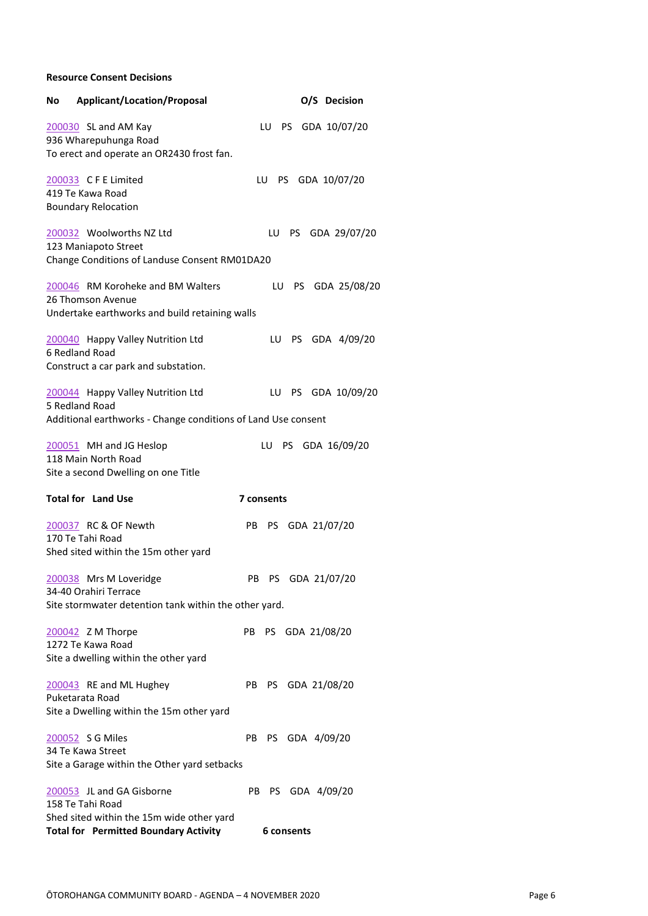**Resource Consent Decisions**

| No | Applicant/Location/Proposal | O/S | Decision |
|---|---|---|---|
| 200030 | SL and AM Kay<br>936 Wharepuhunga Road<br>To erect and operate an OR2430 frost fan. | LU PS | GDA 10/07/20 |
| 200033 | C F E Limited<br>419 Te Kawa Road<br>Boundary Relocation | LU PS | GDA 10/07/20 |
| 200032 | Woolworths NZ Ltd<br>123 Maniapoto Street<br>Change Conditions of Landuse Consent RM01DA20 | LU PS | GDA 29/07/20 |
| 200046 | RM Koroheke and BM Walters<br>26 Thomson Avenue<br>Undertake earthworks and build retaining walls | LU PS | GDA 25/08/20 |
| 200040 | Happy Valley Nutrition Ltd<br>6 Redland Road<br>Construct a car park and substation. | LU PS | GDA 4/09/20 |
| 200044 | Happy Valley Nutrition Ltd<br>5 Redland Road<br>Additional earthworks - Change conditions of Land Use consent | LU PS | GDA 10/09/20 |
| 200051 | MH and JG Heslop<br>118 Main North Road<br>Site a second Dwelling on one Title | LU PS | GDA 16/09/20 |
| **Total for Land Use** | | **7 consents** | |
| 200037 | RC & OF Newth<br>170 Te Tahi Road<br>Shed sited within the 15m other yard | PB PS | GDA 21/07/20 |
| 200038 | Mrs M Loveridge<br>34-40 Orahiri Terrace<br>Site stormwater detention tank within the other yard. | PB PS | GDA 21/07/20 |
| 200042 | Z M Thorpe<br>1272 Te Kawa Road<br>Site a dwelling within the other yard | PB PS | GDA 21/08/20 |
| 200043 | RE and ML Hughey<br>Puketarata Road<br>Site a Dwelling within the 15m other yard | PB PS | GDA 21/08/20 |
| 200052 | S G Miles<br>34 Te Kawa Street<br>Site a Garage within the Other yard setbacks | PB PS | GDA 4/09/20 |
| 200053 | JL and GA Gisborne<br>158 Te Tahi Road<br>Shed sited within the 15m wide other yard | PB PS | GDA 4/09/20 |
| **Total for Permitted Boundary Activity** | | **6 consents** | |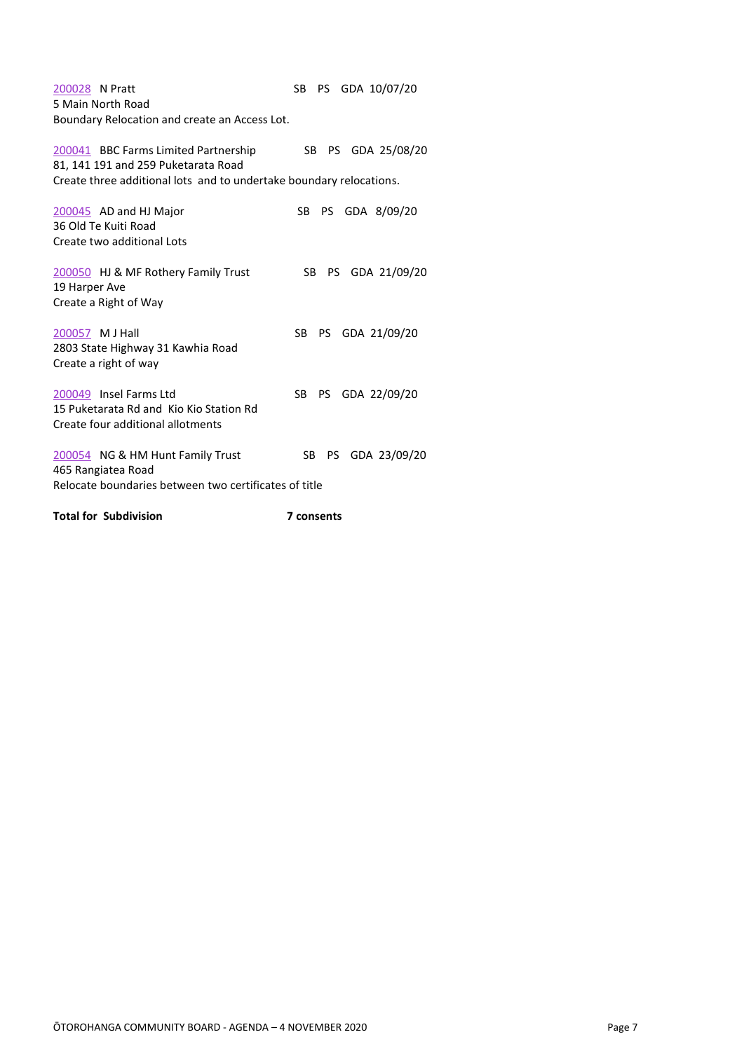200028 N Pratt SB PS GDA 10/07/20
5 Main North Road
Boundary Relocation and create an Access Lot.

200041 BBC Farms Limited Partnership SB PS GDA 25/08/20
81, 141 191 and 259 Puketarata Road
Create three additional lots and to undertake boundary relocations.

200045 AD and HJ Major SB PS GDA 8/09/20
36 Old Te Kuiti Road
Create two additional Lots

200050 HJ & MF Rothery Family Trust SB PS GDA 21/09/20
19 Harper Ave
Create a Right of Way

200057 M J Hall SB PS GDA 21/09/20
2803 State Highway 31 Kawhia Road
Create a right of way

200049 Insel Farms Ltd SB PS GDA 22/09/20
15 Puketarata Rd and Kio Kio Station Rd
Create four additional allotments

200054 NG & HM Hunt Family Trust SB PS GDA 23/09/20
465 Rangiatea Road
Relocate boundaries between two certificates of title

**Total for Subdivision** **7 consents**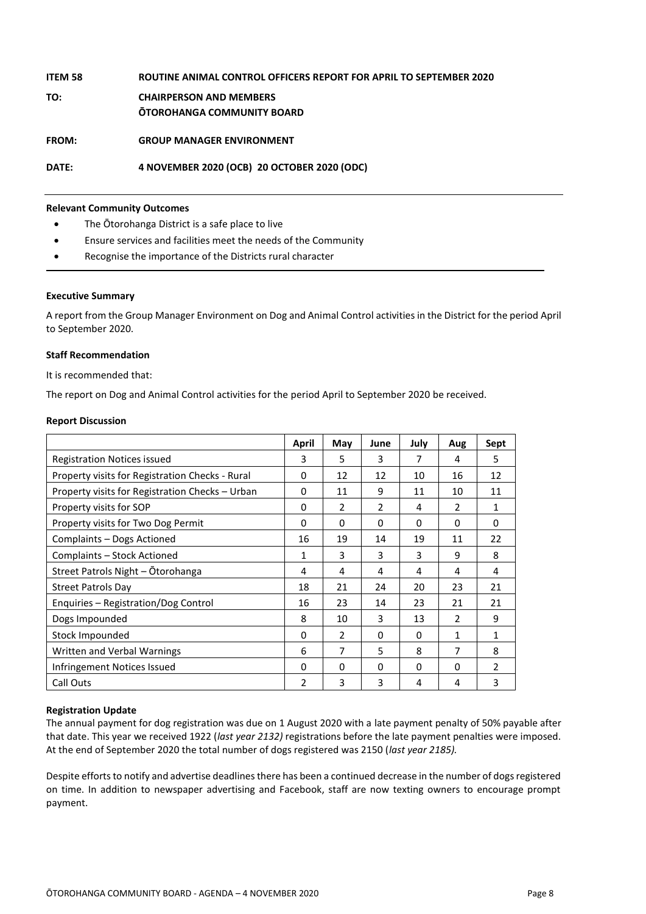**ITEM 58 ROUTINE ANIMAL CONTROL OFFICERS REPORT FOR APRIL TO SEPTEMBER 2020**

**TO: CHAIRPERSON AND MEMBERS**
**ŌTOROHANGA COMMUNITY BOARD**

**FROM: GROUP MANAGER ENVIRONMENT**

**DATE: 4 NOVEMBER 2020 (OCB) 20 OCTOBER 2020 (ODC)**

**Relevant Community Outcomes**

- The Ōtorohanga District is a safe place to live
- Ensure services and facilities meet the needs of the Community
- Recognise the importance of the Districts rural character

**Executive Summary**

A report from the Group Manager Environment on Dog and Animal Control activities in the District for the period April to September 2020.

**Staff Recommendation**

It is recommended that:

The report on Dog and Animal Control activities for the period April to September 2020 be received.

**Report Discussion**

| | April | May | June | July | Aug | Sept |
|---|---|---|---|---|---|---|
| Registration Notices issued | 3 | 5 | 3 | 7 | 4 | 5 |
| Property visits for Registration Checks - Rural | 0 | 12 | 12 | 10 | 16 | 12 |
| Property visits for Registration Checks – Urban | 0 | 11 | 9 | 11 | 10 | 11 |
| Property visits for SOP | 0 | 2 | 2 | 4 | 2 | 1 |
| Property visits for Two Dog Permit | 0 | 0 | 0 | 0 | 0 | 0 |
| Complaints – Dogs Actioned | 16 | 19 | 14 | 19 | 11 | 22 |
| Complaints – Stock Actioned | 1 | 3 | 3 | 3 | 9 | 8 |
| Street Patrols Night – Ōtorohanga | 4 | 4 | 4 | 4 | 4 | 4 |
| Street Patrols Day | 18 | 21 | 24 | 20 | 23 | 21 |
| Enquiries – Registration/Dog Control | 16 | 23 | 14 | 23 | 21 | 21 |
| Dogs Impounded | 8 | 10 | 3 | 13 | 2 | 9 |
| Stock Impounded | 0 | 2 | 0 | 0 | 1 | 1 |
| Written and Verbal Warnings | 6 | 7 | 5 | 8 | 7 | 8 |
| Infringement Notices Issued | 0 | 0 | 0 | 0 | 0 | 2 |
| Call Outs | 2 | 3 | 3 | 4 | 4 | 3 |

**Registration Update**

The annual payment for dog registration was due on 1 August 2020 with a late payment penalty of 50% payable after that date. This year we received 1922 (*last year 2132)* registrations before the late payment penalties were imposed. At the end of September 2020 the total number of dogs registered was 2150 (*last year 2185).*

Despite efforts to notify and advertise deadlines there has been a continued decrease in the number of dogs registered on time. In addition to newspaper advertising and Facebook, staff are now texting owners to encourage prompt payment.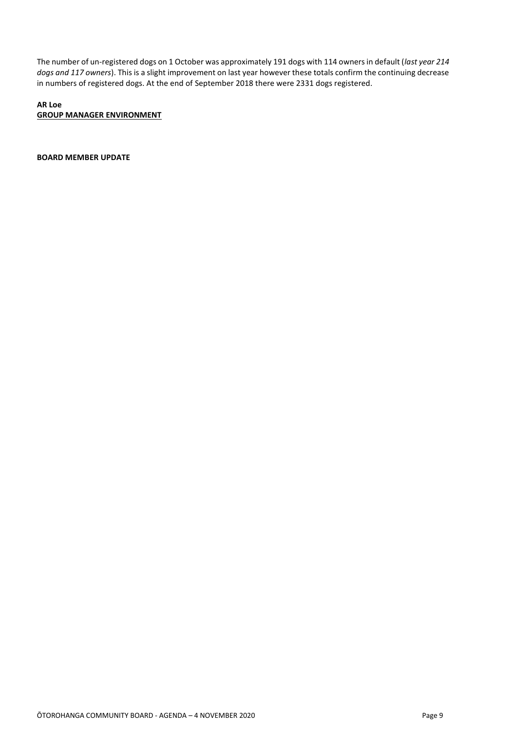The number of un-registered dogs on 1 October was approximately 191 dogs with 114 owners in default (*last year 214 dogs and 117 owners*). This is a slight improvement on last year however these totals confirm the continuing decrease in numbers of registered dogs. At the end of September 2018 there were 2331 dogs registered.

**AR Loe**
**GROUP MANAGER ENVIRONMENT**

**BOARD MEMBER UPDATE**